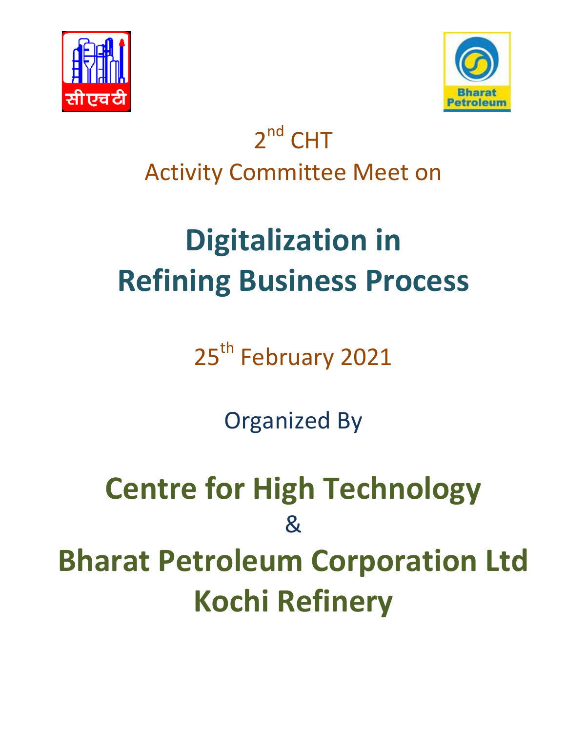2nd CHT

Activity Committee Meet on

# Digitalization in Refining Business Process

25th February 2021

Organized By

# Centre for High Technology

&

# Bharat Petroleum Corporation Ltd Kochi Refinery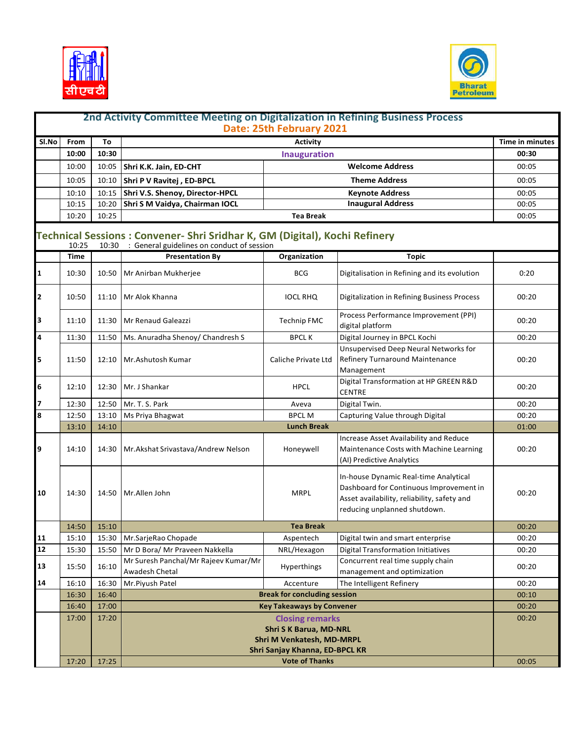# 2nd Activity Committee Meeting on Digitalization in Refining Business Process

## Date: 25th February 2021

| Sl.No | From | To | Activity | | Time in minutes |
|---|---|---|---|---|---|
| | **10:00** | **10:30** | **Inauguration** | | **00:30** |
| | 10:00 | 10:05 | **Shri K.K. Jain, ED-CHT** | **Welcome Address** | 00:05 |
| | 10:05 | 10:10 | **Shri P V Ravitej , ED-BPCL** | **Theme Address** | 00:05 |
| | 10:10 | 10:15 | **Shri V.S. Shenoy, Director-HPCL** | **Keynote Address** | 00:05 |
| | 10:15 | 10:20 | **Shri S M Vaidya, Chairman IOCL** | **Inaugural Address** | 00:05 |
| | 10:20 | 10:25 | **Tea Break** | | 00:05 |

## Technical Sessions : Convener- Shri Sridhar K, GM (Digital), Kochi Refinery

10:25 10:30 : General guidelines on conduct of session

| | Time | | Presentation By | Organization | Topic | |
|---|---|---|---|---|---|---|
| 1 | 10:30 | 10:50 | Mr Anirban Mukherjee | BCG | Digitalisation in Refining and its evolution | 0:20 |
| 2 | 10:50 | 11:10 | Mr Alok Khanna | IOCL RHQ | Digitalization in Refining Business Process | 00:20 |
| 3 | 11:10 | 11:30 | Mr Renaud Galeazzi | Technip FMC | Process Performance Improvement (PPI) digital platform | 00:20 |
| 4 | 11:30 | 11:50 | Ms. Anuradha Shenoy/ Chandresh S | BPCL K | Digital Journey in BPCL Kochi | 00:20 |
| 5 | 11:50 | 12:10 | Mr.Ashutosh Kumar | Caliche Private Ltd | Unsupervised Deep Neural Networks for Refinery Turnaround Maintenance Management | 00:20 |
| 6 | 12:10 | 12:30 | Mr. J Shankar | HPCL | Digital Transformation at HP GREEN R&D CENTRE | 00:20 |
| 7 | 12:30 | 12:50 | Mr. T. S. Park | Aveva | Digital Twin. | 00:20 |
| 8 | 12:50 | 13:10 | Ms Priya Bhagwat | BPCL M | Capturing Value through Digital | 00:20 |
| | 13:10 | 14:10 | **Lunch Break** | | | 01:00 |
| 9 | 14:10 | 14:30 | Mr.Akshat Srivastava/Andrew Nelson | Honeywell | Increase Asset Availability and Reduce Maintenance Costs with Machine Learning (AI) Predictive Analytics | 00:20 |
| 10 | 14:30 | 14:50 | Mr.Allen John | MRPL | In-house Dynamic Real-time Analytical Dashboard for Continuous Improvement in Asset availability, reliability, safety and reducing unplanned shutdown. | 00:20 |
| | 14:50 | 15:10 | **Tea Break** | | | 00:20 |
| 11 | 15:10 | 15:30 | Mr.SarjeRao Chopade | Aspentech | Digital twin and smart enterprise | 00:20 |
| 12 | 15:30 | 15:50 | Mr D Bora/ Mr Praveen Nakkella | NRL/Hexagon | Digital Transformation Initiatives | 00:20 |
| 13 | 15:50 | 16:10 | Mr Suresh Panchal/Mr Rajeev Kumar/Mr Awadesh Chetal | Hyperthings | Concurrent real time supply chain management and optimization | 00:20 |
| 14 | 16:10 | 16:30 | Mr.Piyush Patel | Accenture | The Intelligent Refinery | 00:20 |
| | 16:30 | 16:40 | **Break for concluding session** | | | 00:10 |
| | 16:40 | 17:00 | **Key Takeaways by Convener** | | | 00:20 |
| | 17:00 | 17:20 | **Closing remarks** <br> **Shri S K Barua, MD-NRL** <br> **Shri M Venkatesh, MD-MRPL** <br> **Shri Sanjay Khanna, ED-BPCL KR** | | | 00:20 |
| | 17:20 | 17:25 | **Vote of Thanks** | | | 00:05 |